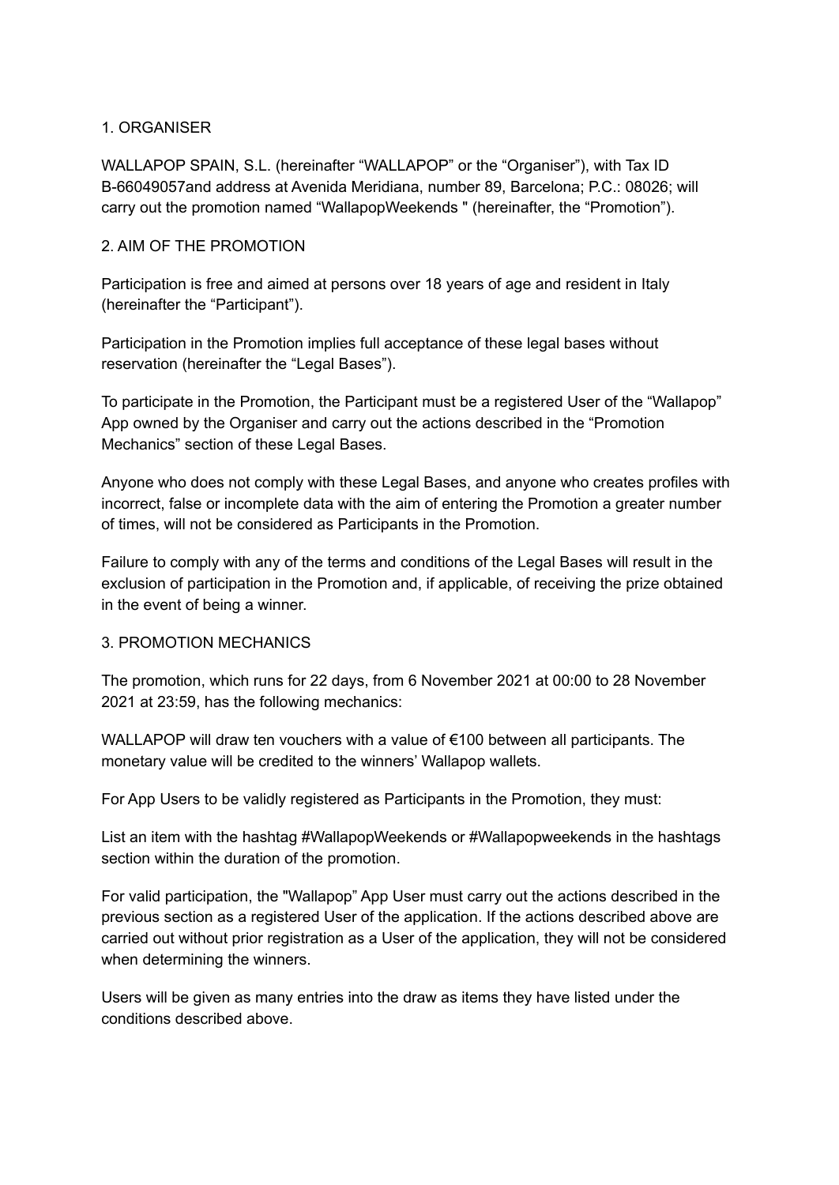## 1. ORGANISER

WALLAPOP SPAIN, S.L. (hereinafter "WALLAPOP" or the "Organiser"), with Tax ID B-66049057and address at Avenida Meridiana, number 89, Barcelona; P.C.: 08026; will carry out the promotion named "WallapopWeekends " (hereinafter, the "Promotion").

## 2. AIM OF THE PROMOTION

Participation is free and aimed at persons over 18 years of age and resident in Italy (hereinafter the "Participant").

Participation in the Promotion implies full acceptance of these legal bases without reservation (hereinafter the "Legal Bases").

To participate in the Promotion, the Participant must be a registered User of the "Wallapop" App owned by the Organiser and carry out the actions described in the "Promotion Mechanics" section of these Legal Bases.

Anyone who does not comply with these Legal Bases, and anyone who creates profiles with incorrect, false or incomplete data with the aim of entering the Promotion a greater number of times, will not be considered as Participants in the Promotion.

Failure to comply with any of the terms and conditions of the Legal Bases will result in the exclusion of participation in the Promotion and, if applicable, of receiving the prize obtained in the event of being a winner.

## 3. PROMOTION MECHANICS

The promotion, which runs for 22 days, from 6 November 2021 at 00:00 to 28 November 2021 at 23:59, has the following mechanics:

WALLAPOP will draw ten vouchers with a value of €100 between all participants. The monetary value will be credited to the winners' Wallapop wallets.

For App Users to be validly registered as Participants in the Promotion, they must:

List an item with the hashtag #WallapopWeekends or #Wallapopweekends in the hashtags section within the duration of the promotion.

For valid participation, the "Wallapop" App User must carry out the actions described in the previous section as a registered User of the application. If the actions described above are carried out without prior registration as a User of the application, they will not be considered when determining the winners.

Users will be given as many entries into the draw as items they have listed under the conditions described above.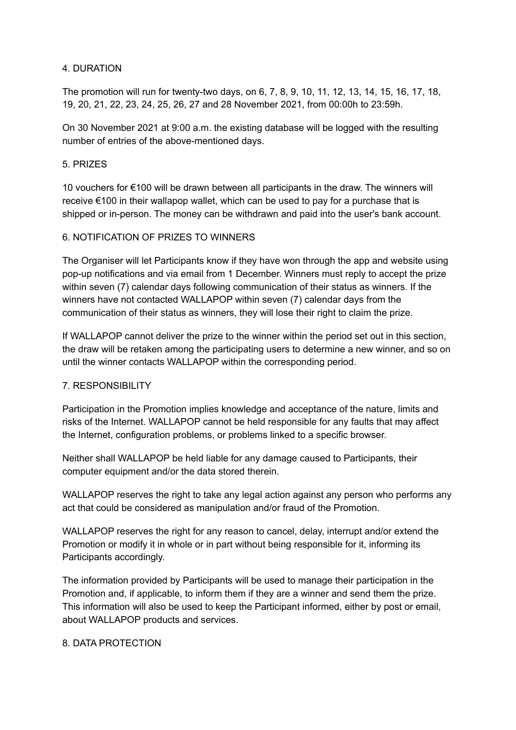## 4. DURATION

The promotion will run for twenty-two days, on 6, 7, 8, 9, 10, 11, 12, 13, 14, 15, 16, 17, 18, 19, 20, 21, 22, 23, 24, 25, 26, 27 and 28 November 2021, from 00:00h to 23:59h.

On 30 November 2021 at 9:00 a.m. the existing database will be logged with the resulting number of entries of the above-mentioned days.

## 5. PRIZES

10 vouchers for €100 will be drawn between all participants in the draw. The winners will receive €100 in their wallapop wallet, which can be used to pay for a purchase that is shipped or in-person. The money can be withdrawn and paid into the user's bank account.

## 6. NOTIFICATION OF PRIZES TO WINNERS

The Organiser will let Participants know if they have won through the app and website using pop-up notifications and via email from 1 December. Winners must reply to accept the prize within seven (7) calendar days following communication of their status as winners. If the winners have not contacted WALLAPOP within seven (7) calendar days from the communication of their status as winners, they will lose their right to claim the prize.

If WALLAPOP cannot deliver the prize to the winner within the period set out in this section, the draw will be retaken among the participating users to determine a new winner, and so on until the winner contacts WALLAPOP within the corresponding period.

## 7. RESPONSIBILITY

Participation in the Promotion implies knowledge and acceptance of the nature, limits and risks of the Internet. WALLAPOP cannot be held responsible for any faults that may affect the Internet, configuration problems, or problems linked to a specific browser.

Neither shall WALLAPOP be held liable for any damage caused to Participants, their computer equipment and/or the data stored therein.

WALLAPOP reserves the right to take any legal action against any person who performs any act that could be considered as manipulation and/or fraud of the Promotion.

WALLAPOP reserves the right for any reason to cancel, delay, interrupt and/or extend the Promotion or modify it in whole or in part without being responsible for it, informing its Participants accordingly.

The information provided by Participants will be used to manage their participation in the Promotion and, if applicable, to inform them if they are a winner and send them the prize. This information will also be used to keep the Participant informed, either by post or email, about WALLAPOP products and services.

## 8. DATA PROTECTION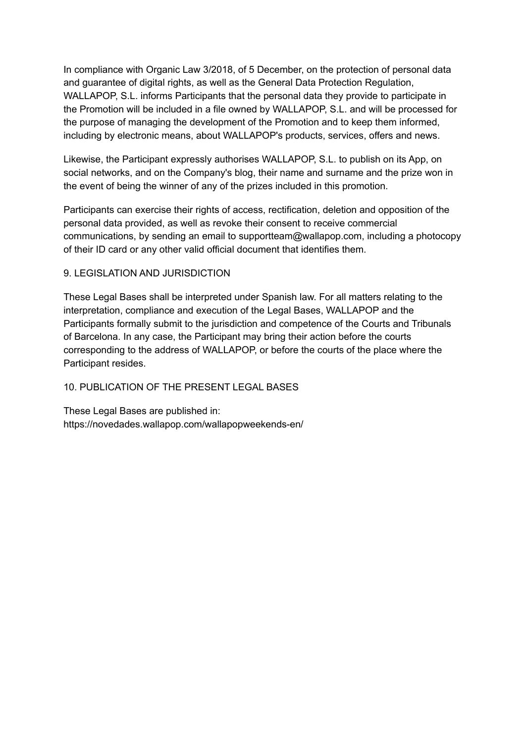In compliance with Organic Law 3/2018, of 5 December, on the protection of personal data and guarantee of digital rights, as well as the General Data Protection Regulation, WALLAPOP, S.L. informs Participants that the personal data they provide to participate in the Promotion will be included in a file owned by WALLAPOP, S.L. and will be processed for the purpose of managing the development of the Promotion and to keep them informed, including by electronic means, about WALLAPOP's products, services, offers and news.

Likewise, the Participant expressly authorises WALLAPOP, S.L. to publish on its App, on social networks, and on the Company's blog, their name and surname and the prize won in the event of being the winner of any of the prizes included in this promotion.

Participants can exercise their rights of access, rectification, deletion and opposition of the personal data provided, as well as revoke their consent to receive commercial communications, by sending an email to supportteam@wallapop.com, including a photocopy of their ID card or any other valid official document that identifies them.

## 9. LEGISLATION AND JURISDICTION

These Legal Bases shall be interpreted under Spanish law. For all matters relating to the interpretation, compliance and execution of the Legal Bases, WALLAPOP and the Participants formally submit to the jurisdiction and competence of the Courts and Tribunals of Barcelona. In any case, the Participant may bring their action before the courts corresponding to the address of WALLAPOP, or before the courts of the place where the Participant resides.

## 10. PUBLICATION OF THE PRESENT LEGAL BASES

These Legal Bases are published in:
https://novedades.wallapop.com/wallapopweekends-en/